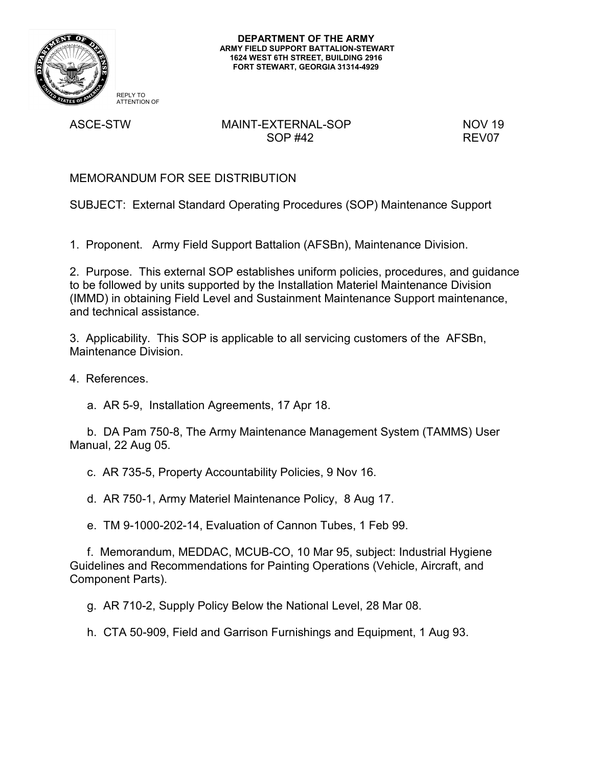**DEPARTMENT OF THE ARMY**
**ARMY FIELD SUPPORT BATTALION-STEWART**
**1624 WEST 6TH STREET, BUILDING 2916**
**FORT STEWART, GEORGIA 31314-4929**

REPLY TO
ATTENTION OF

ASCE-STW MAINT-EXTERNAL-SOP NOV 19
SOP #42 REV07

MEMORANDUM FOR SEE DISTRIBUTION

SUBJECT: External Standard Operating Procedures (SOP) Maintenance Support

1. Proponent. Army Field Support Battalion (AFSBn), Maintenance Division.

2. Purpose. This external SOP establishes uniform policies, procedures, and guidance to be followed by units supported by the Installation Materiel Maintenance Division (IMMD) in obtaining Field Level and Sustainment Maintenance Support maintenance, and technical assistance.

3. Applicability. This SOP is applicable to all servicing customers of the AFSBn, Maintenance Division.

4. References.

   a. AR 5-9, Installation Agreements, 17 Apr 18.

   b. DA Pam 750-8, The Army Maintenance Management System (TAMMS) User Manual, 22 Aug 05.

   c. AR 735-5, Property Accountability Policies, 9 Nov 16.

   d. AR 750-1, Army Materiel Maintenance Policy, 8 Aug 17.

   e. TM 9-1000-202-14, Evaluation of Cannon Tubes, 1 Feb 99.

   f. Memorandum, MEDDAC, MCUB-CO, 10 Mar 95, subject: Industrial Hygiene Guidelines and Recommendations for Painting Operations (Vehicle, Aircraft, and Component Parts).

   g. AR 710-2, Supply Policy Below the National Level, 28 Mar 08.

   h. CTA 50-909, Field and Garrison Furnishings and Equipment, 1 Aug 93.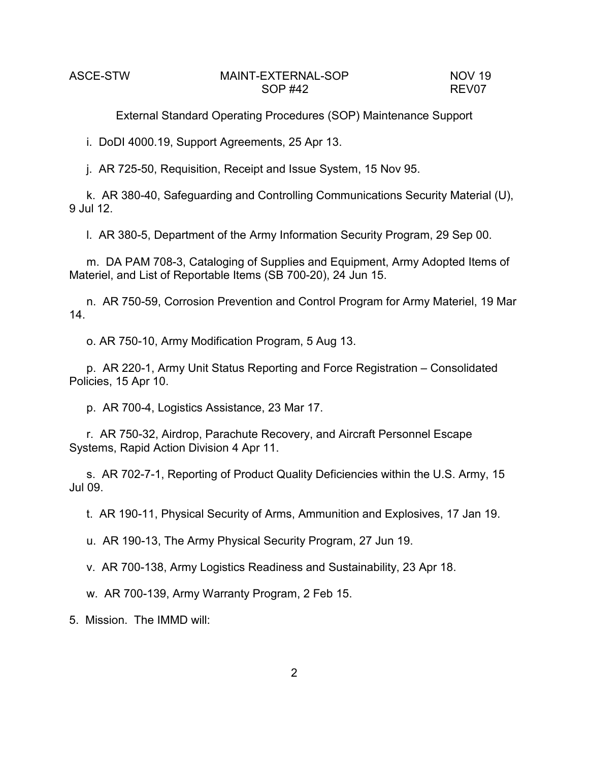External Standard Operating Procedures (SOP) Maintenance Support

i. DoDI 4000.19, Support Agreements, 25 Apr 13.

j. AR 725-50, Requisition, Receipt and Issue System, 15 Nov 95.

k. AR 380-40, Safeguarding and Controlling Communications Security Material (U), 9 Jul 12.

l. AR 380-5, Department of the Army Information Security Program, 29 Sep 00.

m. DA PAM 708-3, Cataloging of Supplies and Equipment, Army Adopted Items of Materiel, and List of Reportable Items (SB 700-20), 24 Jun 15.

n. AR 750-59, Corrosion Prevention and Control Program for Army Materiel, 19 Mar 14.

o. AR 750-10, Army Modification Program, 5 Aug 13.

p. AR 220-1, Army Unit Status Reporting and Force Registration – Consolidated Policies, 15 Apr 10.

p. AR 700-4, Logistics Assistance, 23 Mar 17.

r. AR 750-32, Airdrop, Parachute Recovery, and Aircraft Personnel Escape Systems, Rapid Action Division 4 Apr 11.

s. AR 702-7-1, Reporting of Product Quality Deficiencies within the U.S. Army, 15 Jul 09.

t. AR 190-11, Physical Security of Arms, Ammunition and Explosives, 17 Jan 19.

u. AR 190-13, The Army Physical Security Program, 27 Jun 19.

v. AR 700-138, Army Logistics Readiness and Sustainability, 23 Apr 18.

w. AR 700-139, Army Warranty Program, 2 Feb 15.

5. Mission. The IMMD will: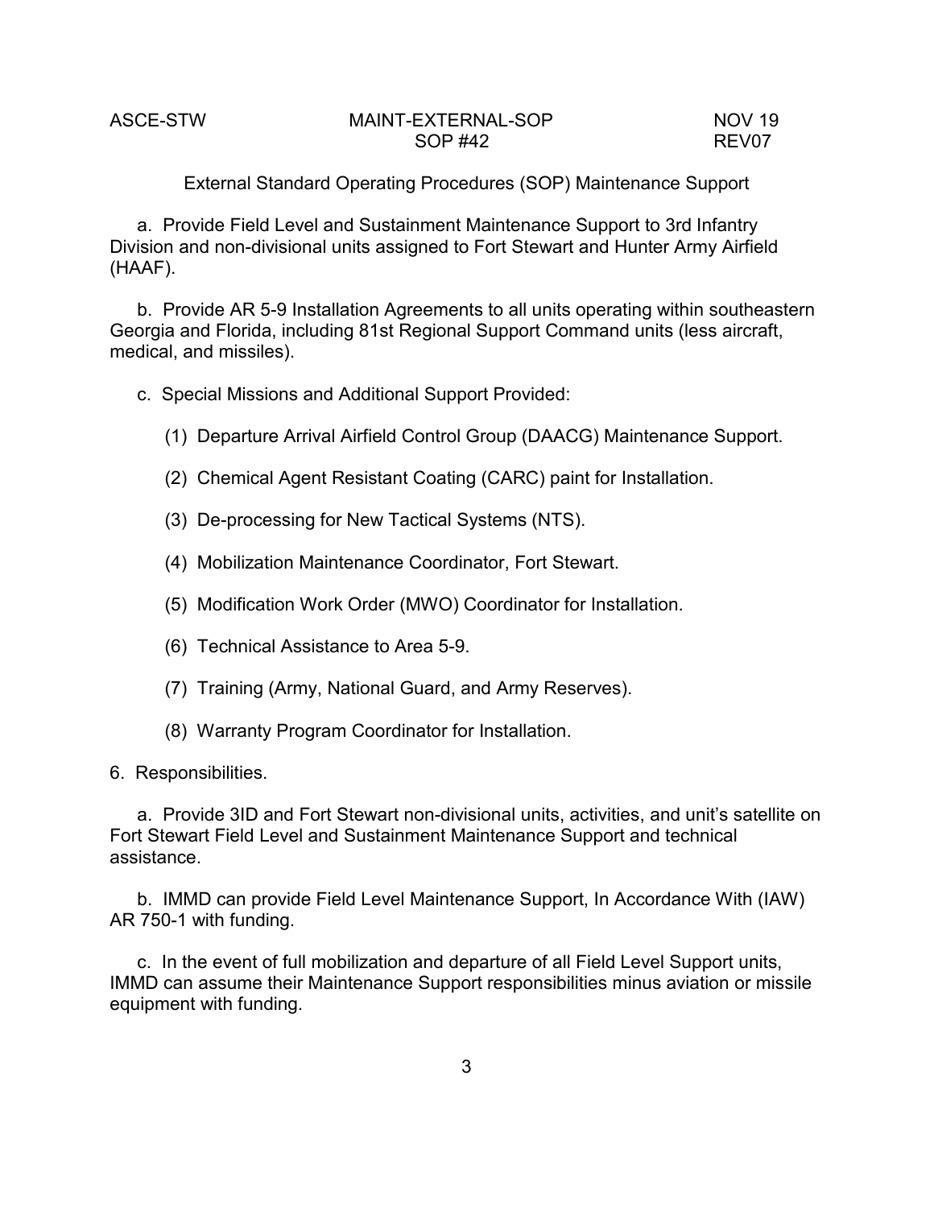External Standard Operating Procedures (SOP) Maintenance Support

a. Provide Field Level and Sustainment Maintenance Support to 3rd Infantry Division and non-divisional units assigned to Fort Stewart and Hunter Army Airfield (HAAF).

b. Provide AR 5-9 Installation Agreements to all units operating within southeastern Georgia and Florida, including 81st Regional Support Command units (less aircraft, medical, and missiles).

c. Special Missions and Additional Support Provided:

(1) Departure Arrival Airfield Control Group (DAACG) Maintenance Support.

(2) Chemical Agent Resistant Coating (CARC) paint for Installation.

(3) De-processing for New Tactical Systems (NTS).

(4) Mobilization Maintenance Coordinator, Fort Stewart.

(5) Modification Work Order (MWO) Coordinator for Installation.

(6) Technical Assistance to Area 5-9.

(7) Training (Army, National Guard, and Army Reserves).

(8) Warranty Program Coordinator for Installation.

6. Responsibilities.

a. Provide 3ID and Fort Stewart non-divisional units, activities, and unit's satellite on Fort Stewart Field Level and Sustainment Maintenance Support and technical assistance.

b. IMMD can provide Field Level Maintenance Support, In Accordance With (IAW) AR 750-1 with funding.

c. In the event of full mobilization and departure of all Field Level Support units, IMMD can assume their Maintenance Support responsibilities minus aviation or missile equipment with funding.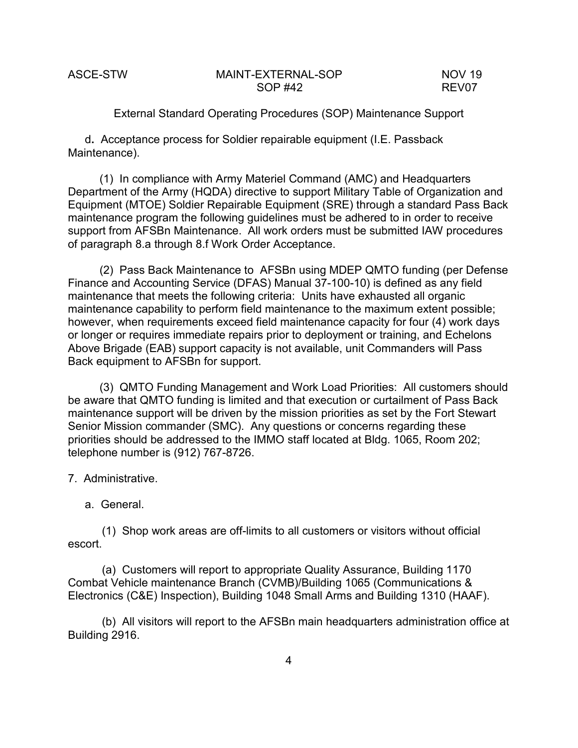External Standard Operating Procedures (SOP) Maintenance Support

d. Acceptance process for Soldier repairable equipment (I.E. Passback Maintenance).

(1) In compliance with Army Materiel Command (AMC) and Headquarters Department of the Army (HQDA) directive to support Military Table of Organization and Equipment (MTOE) Soldier Repairable Equipment (SRE) through a standard Pass Back maintenance program the following guidelines must be adhered to in order to receive support from AFSBn Maintenance. All work orders must be submitted IAW procedures of paragraph 8.a through 8.f Work Order Acceptance.

(2) Pass Back Maintenance to AFSBn using MDEP QMTO funding (per Defense Finance and Accounting Service (DFAS) Manual 37-100-10) is defined as any field maintenance that meets the following criteria: Units have exhausted all organic maintenance capability to perform field maintenance to the maximum extent possible; however, when requirements exceed field maintenance capacity for four (4) work days or longer or requires immediate repairs prior to deployment or training, and Echelons Above Brigade (EAB) support capacity is not available, unit Commanders will Pass Back equipment to AFSBn for support.

(3) QMTO Funding Management and Work Load Priorities: All customers should be aware that QMTO funding is limited and that execution or curtailment of Pass Back maintenance support will be driven by the mission priorities as set by the Fort Stewart Senior Mission commander (SMC). Any questions or concerns regarding these priorities should be addressed to the IMMO staff located at Bldg. 1065, Room 202; telephone number is (912) 767-8726.

7. Administrative.

a. General.

(1) Shop work areas are off-limits to all customers or visitors without official escort.

(a) Customers will report to appropriate Quality Assurance, Building 1170 Combat Vehicle maintenance Branch (CVMB)/Building 1065 (Communications & Electronics (C&E) Inspection), Building 1048 Small Arms and Building 1310 (HAAF).

(b) All visitors will report to the AFSBn main headquarters administration office at Building 2916.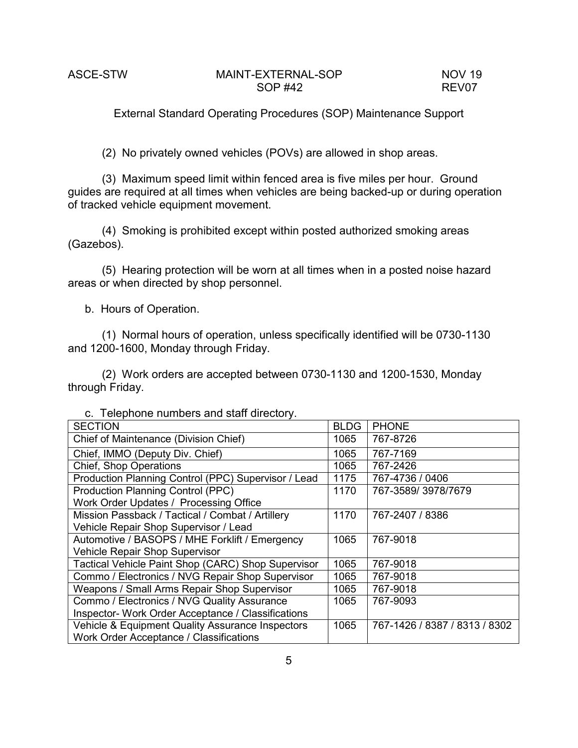External Standard Operating Procedures (SOP) Maintenance Support

(2) No privately owned vehicles (POVs) are allowed in shop areas.

(3) Maximum speed limit within fenced area is five miles per hour. Ground guides are required at all times when vehicles are being backed-up or during operation of tracked vehicle equipment movement.

(4) Smoking is prohibited except within posted authorized smoking areas (Gazebos).

(5) Hearing protection will be worn at all times when in a posted noise hazard areas or when directed by shop personnel.

b. Hours of Operation.

(1) Normal hours of operation, unless specifically identified will be 0730-1130 and 1200-1600, Monday through Friday.

(2) Work orders are accepted between 0730-1130 and 1200-1530, Monday through Friday.

c. Telephone numbers and staff directory.

| SECTION | BLDG | PHONE |
|---|---|---|
| Chief of Maintenance (Division Chief) | 1065 | 767-8726 |
| Chief, IMMO (Deputy Div. Chief) | 1065 | 767-7169 |
| Chief, Shop Operations | 1065 | 767-2426 |
| Production Planning Control (PPC) Supervisor / Lead | 1175 | 767-4736 / 0406 |
| Production Planning Control (PPC) Work Order Updates / Processing Office | 1170 | 767-3589/ 3978/7679 |
| Mission Passback / Tactical / Combat / Artillery Vehicle Repair Shop Supervisor / Lead | 1170 | 767-2407 / 8386 |
| Automotive / BASOPS / MHE Forklift / Emergency Vehicle Repair Shop Supervisor | 1065 | 767-9018 |
| Tactical Vehicle Paint Shop (CARC) Shop Supervisor | 1065 | 767-9018 |
| Commo / Electronics / NVG Repair Shop Supervisor | 1065 | 767-9018 |
| Weapons / Small Arms Repair Shop Supervisor | 1065 | 767-9018 |
| Commo / Electronics / NVG Quality Assurance Inspector- Work Order Acceptance / Classifications | 1065 | 767-9093 |
| Vehicle & Equipment Quality Assurance Inspectors Work Order Acceptance / Classifications | 1065 | 767-1426 / 8387 / 8313 / 8302 |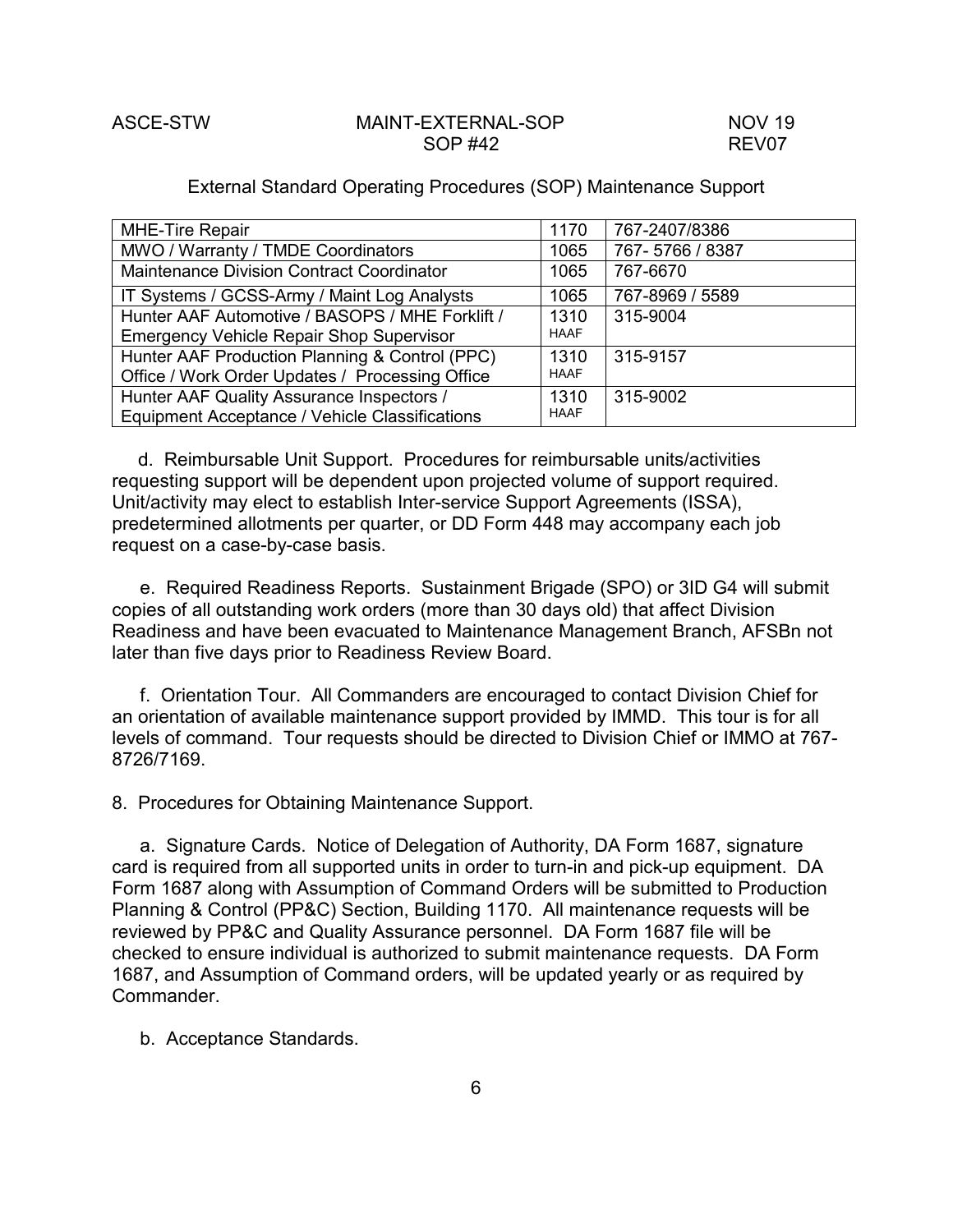External Standard Operating Procedures (SOP) Maintenance Support

| | | |
|---|---|---|
| MHE-Tire Repair | 1170 | 767-2407/8386 |
| MWO / Warranty / TMDE Coordinators | 1065 | 767- 5766 / 8387 |
| Maintenance Division Contract Coordinator | 1065 | 767-6670 |
| IT Systems / GCSS-Army / Maint Log Analysts | 1065 | 767-8969 / 5589 |
| Hunter AAF Automotive / BASOPS / MHE Forklift / Emergency Vehicle Repair Shop Supervisor | 1310 HAAF | 315-9004 |
| Hunter AAF Production Planning & Control (PPC) Office / Work Order Updates / Processing Office | 1310 HAAF | 315-9157 |
| Hunter AAF Quality Assurance Inspectors / Equipment Acceptance / Vehicle Classifications | 1310 HAAF | 315-9002 |

d. Reimbursable Unit Support. Procedures for reimbursable units/activities requesting support will be dependent upon projected volume of support required. Unit/activity may elect to establish Inter-service Support Agreements (ISSA), predetermined allotments per quarter, or DD Form 448 may accompany each job request on a case-by-case basis.

e. Required Readiness Reports. Sustainment Brigade (SPO) or 3ID G4 will submit copies of all outstanding work orders (more than 30 days old) that affect Division Readiness and have been evacuated to Maintenance Management Branch, AFSBn not later than five days prior to Readiness Review Board.

f. Orientation Tour. All Commanders are encouraged to contact Division Chief for an orientation of available maintenance support provided by IMMD. This tour is for all levels of command. Tour requests should be directed to Division Chief or IMMO at 767-8726/7169.

8. Procedures for Obtaining Maintenance Support.

a. Signature Cards. Notice of Delegation of Authority, DA Form 1687, signature card is required from all supported units in order to turn-in and pick-up equipment. DA Form 1687 along with Assumption of Command Orders will be submitted to Production Planning & Control (PP&C) Section, Building 1170. All maintenance requests will be reviewed by PP&C and Quality Assurance personnel. DA Form 1687 file will be checked to ensure individual is authorized to submit maintenance requests. DA Form 1687, and Assumption of Command orders, will be updated yearly or as required by Commander.

b. Acceptance Standards.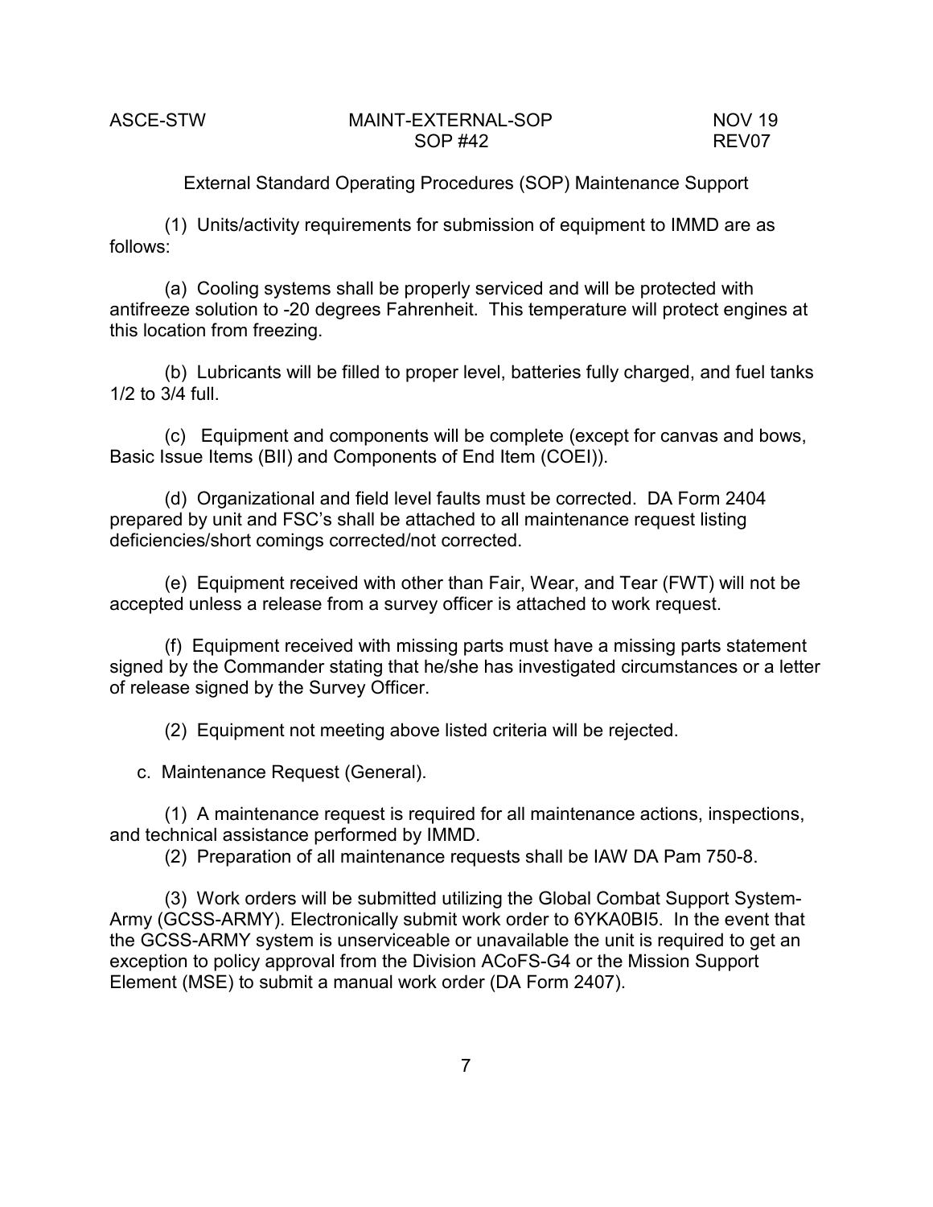External Standard Operating Procedures (SOP) Maintenance Support

(1) Units/activity requirements for submission of equipment to IMMD are as follows:

(a) Cooling systems shall be properly serviced and will be protected with antifreeze solution to -20 degrees Fahrenheit. This temperature will protect engines at this location from freezing.

(b) Lubricants will be filled to proper level, batteries fully charged, and fuel tanks 1/2 to 3/4 full.

(c) Equipment and components will be complete (except for canvas and bows, Basic Issue Items (BII) and Components of End Item (COEI)).

(d) Organizational and field level faults must be corrected. DA Form 2404 prepared by unit and FSC's shall be attached to all maintenance request listing deficiencies/short comings corrected/not corrected.

(e) Equipment received with other than Fair, Wear, and Tear (FWT) will not be accepted unless a release from a survey officer is attached to work request.

(f) Equipment received with missing parts must have a missing parts statement signed by the Commander stating that he/she has investigated circumstances or a letter of release signed by the Survey Officer.

(2) Equipment not meeting above listed criteria will be rejected.

c. Maintenance Request (General).

(1) A maintenance request is required for all maintenance actions, inspections, and technical assistance performed by IMMD.

(2) Preparation of all maintenance requests shall be IAW DA Pam 750-8.

(3) Work orders will be submitted utilizing the Global Combat Support System-Army (GCSS-ARMY). Electronically submit work order to 6YKA0BI5. In the event that the GCSS-ARMY system is unserviceable or unavailable the unit is required to get an exception to policy approval from the Division ACoFS-G4 or the Mission Support Element (MSE) to submit a manual work order (DA Form 2407).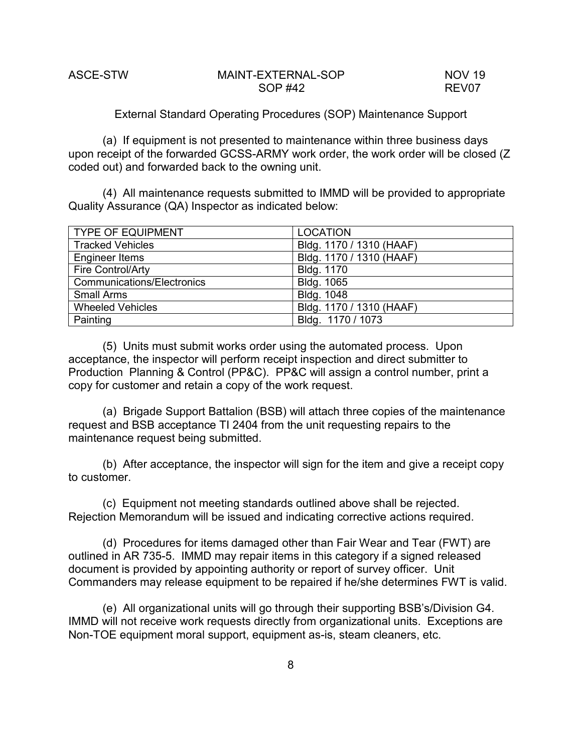External Standard Operating Procedures (SOP) Maintenance Support

(a) If equipment is not presented to maintenance within three business days upon receipt of the forwarded GCSS-ARMY work order, the work order will be closed (Z coded out) and forwarded back to the owning unit.

(4) All maintenance requests submitted to IMMD will be provided to appropriate Quality Assurance (QA) Inspector as indicated below:

| TYPE OF EQUIPMENT | LOCATION |
|---|---|
| Tracked Vehicles | Bldg. 1170 / 1310 (HAAF) |
| Engineer Items | Bldg. 1170 / 1310 (HAAF) |
| Fire Control/Arty | Bldg. 1170 |
| Communications/Electronics | Bldg. 1065 |
| Small Arms | Bldg. 1048 |
| Wheeled Vehicles | Bldg. 1170 / 1310 (HAAF) |
| Painting | Bldg. 1170 / 1073 |

(5) Units must submit works order using the automated process. Upon acceptance, the inspector will perform receipt inspection and direct submitter to Production Planning & Control (PP&C). PP&C will assign a control number, print a copy for customer and retain a copy of the work request.

(a) Brigade Support Battalion (BSB) will attach three copies of the maintenance request and BSB acceptance TI 2404 from the unit requesting repairs to the maintenance request being submitted.

(b) After acceptance, the inspector will sign for the item and give a receipt copy to customer.

(c) Equipment not meeting standards outlined above shall be rejected. Rejection Memorandum will be issued and indicating corrective actions required.

(d) Procedures for items damaged other than Fair Wear and Tear (FWT) are outlined in AR 735-5. IMMD may repair items in this category if a signed released document is provided by appointing authority or report of survey officer. Unit Commanders may release equipment to be repaired if he/she determines FWT is valid.

(e) All organizational units will go through their supporting BSB's/Division G4. IMMD will not receive work requests directly from organizational units. Exceptions are Non-TOE equipment moral support, equipment as-is, steam cleaners, etc.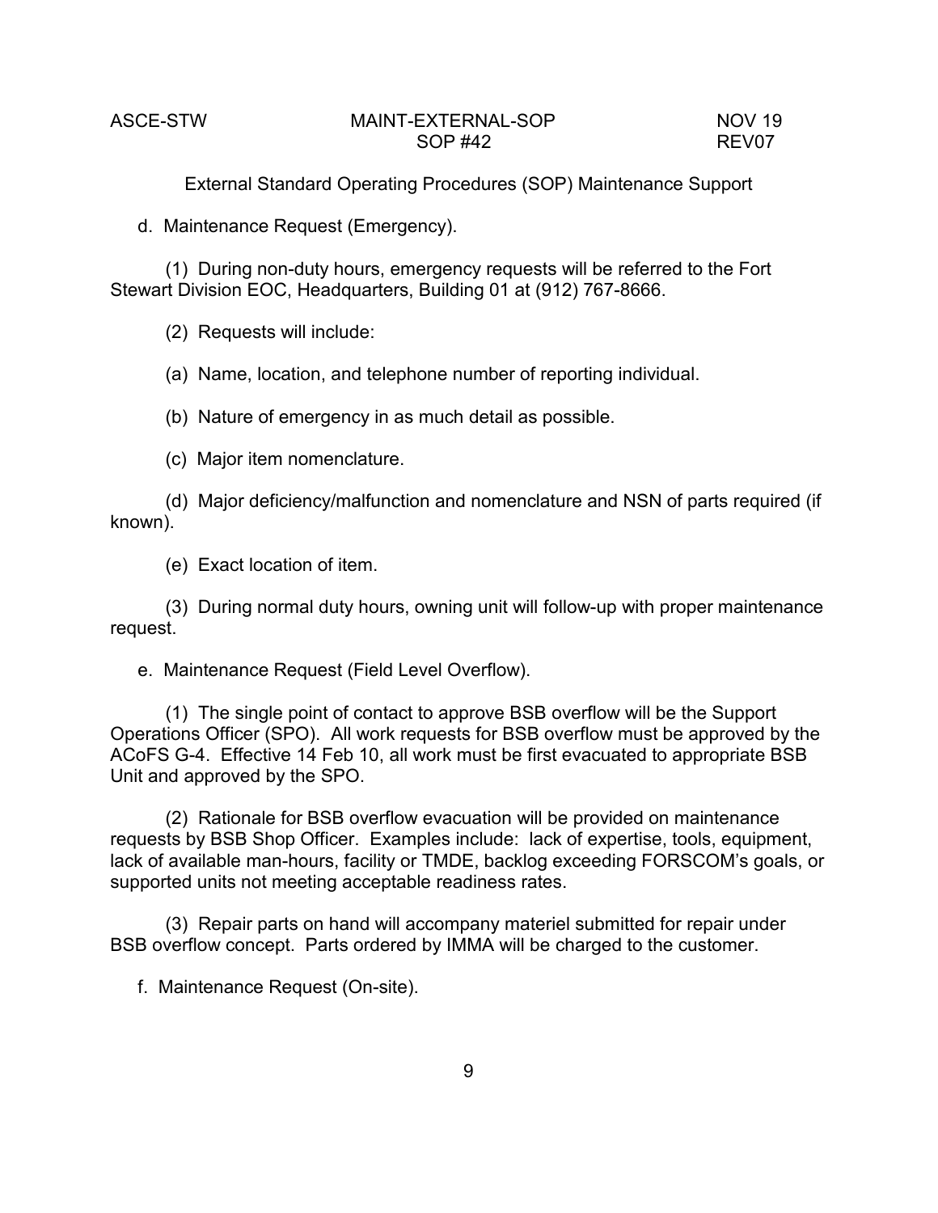External Standard Operating Procedures (SOP) Maintenance Support

d. Maintenance Request (Emergency).

(1) During non-duty hours, emergency requests will be referred to the Fort Stewart Division EOC, Headquarters, Building 01 at (912) 767-8666.

(2) Requests will include:

(a) Name, location, and telephone number of reporting individual.

(b) Nature of emergency in as much detail as possible.

(c) Major item nomenclature.

(d) Major deficiency/malfunction and nomenclature and NSN of parts required (if known).

(e) Exact location of item.

(3) During normal duty hours, owning unit will follow-up with proper maintenance request.

e. Maintenance Request (Field Level Overflow).

(1) The single point of contact to approve BSB overflow will be the Support Operations Officer (SPO). All work requests for BSB overflow must be approved by the ACoFS G-4. Effective 14 Feb 10, all work must be first evacuated to appropriate BSB Unit and approved by the SPO.

(2) Rationale for BSB overflow evacuation will be provided on maintenance requests by BSB Shop Officer. Examples include: lack of expertise, tools, equipment, lack of available man-hours, facility or TMDE, backlog exceeding FORSCOM's goals, or supported units not meeting acceptable readiness rates.

(3) Repair parts on hand will accompany materiel submitted for repair under BSB overflow concept. Parts ordered by IMMA will be charged to the customer.

f. Maintenance Request (On-site).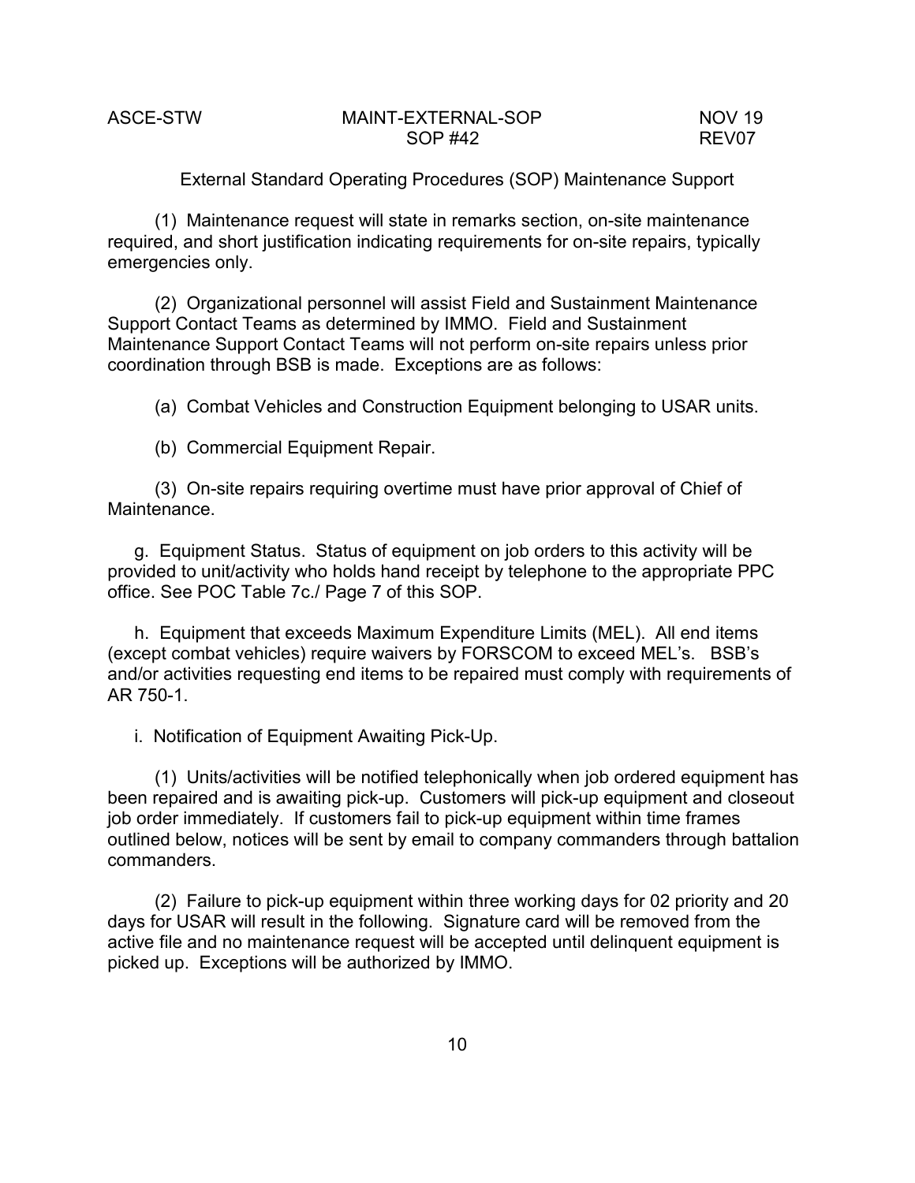External Standard Operating Procedures (SOP) Maintenance Support

(1) Maintenance request will state in remarks section, on-site maintenance required, and short justification indicating requirements for on-site repairs, typically emergencies only.

(2) Organizational personnel will assist Field and Sustainment Maintenance Support Contact Teams as determined by IMMO. Field and Sustainment Maintenance Support Contact Teams will not perform on-site repairs unless prior coordination through BSB is made. Exceptions are as follows:

(a) Combat Vehicles and Construction Equipment belonging to USAR units.

(b) Commercial Equipment Repair.

(3) On-site repairs requiring overtime must have prior approval of Chief of Maintenance.

g. Equipment Status. Status of equipment on job orders to this activity will be provided to unit/activity who holds hand receipt by telephone to the appropriate PPC office. See POC Table 7c./ Page 7 of this SOP.

h. Equipment that exceeds Maximum Expenditure Limits (MEL). All end items (except combat vehicles) require waivers by FORSCOM to exceed MEL's. BSB's and/or activities requesting end items to be repaired must comply with requirements of AR 750-1.

i. Notification of Equipment Awaiting Pick-Up.

(1) Units/activities will be notified telephonically when job ordered equipment has been repaired and is awaiting pick-up. Customers will pick-up equipment and closeout job order immediately. If customers fail to pick-up equipment within time frames outlined below, notices will be sent by email to company commanders through battalion commanders.

(2) Failure to pick-up equipment within three working days for 02 priority and 20 days for USAR will result in the following. Signature card will be removed from the active file and no maintenance request will be accepted until delinquent equipment is picked up. Exceptions will be authorized by IMMO.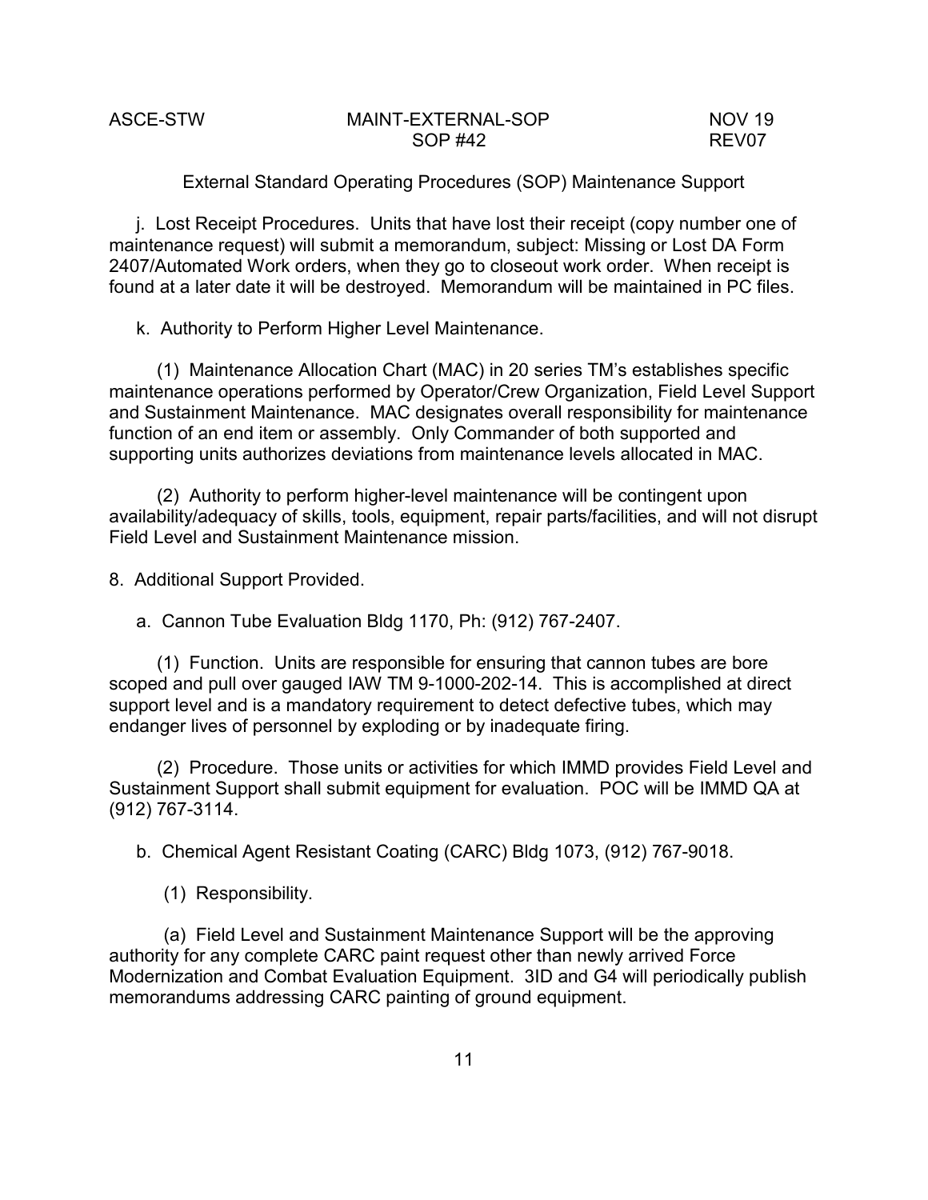j. Lost Receipt Procedures. Units that have lost their receipt (copy number one of maintenance request) will submit a memorandum, subject: Missing or Lost DA Form 2407/Automated Work orders, when they go to closeout work order. When receipt is found at a later date it will be destroyed. Memorandum will be maintained in PC files.

k. Authority to Perform Higher Level Maintenance.

(1) Maintenance Allocation Chart (MAC) in 20 series TM's establishes specific maintenance operations performed by Operator/Crew Organization, Field Level Support and Sustainment Maintenance. MAC designates overall responsibility for maintenance function of an end item or assembly. Only Commander of both supported and supporting units authorizes deviations from maintenance levels allocated in MAC.

(2) Authority to perform higher-level maintenance will be contingent upon availability/adequacy of skills, tools, equipment, repair parts/facilities, and will not disrupt Field Level and Sustainment Maintenance mission.

8. Additional Support Provided.

a. Cannon Tube Evaluation Bldg 1170, Ph: (912) 767-2407.

(1) Function. Units are responsible for ensuring that cannon tubes are bore scoped and pull over gauged IAW TM 9-1000-202-14. This is accomplished at direct support level and is a mandatory requirement to detect defective tubes, which may endanger lives of personnel by exploding or by inadequate firing.

(2) Procedure. Those units or activities for which IMMD provides Field Level and Sustainment Support shall submit equipment for evaluation. POC will be IMMD QA at (912) 767-3114.

b. Chemical Agent Resistant Coating (CARC) Bldg 1073, (912) 767-9018.

(1) Responsibility.

(a) Field Level and Sustainment Maintenance Support will be the approving authority for any complete CARC paint request other than newly arrived Force Modernization and Combat Evaluation Equipment. 3ID and G4 will periodically publish memorandums addressing CARC painting of ground equipment.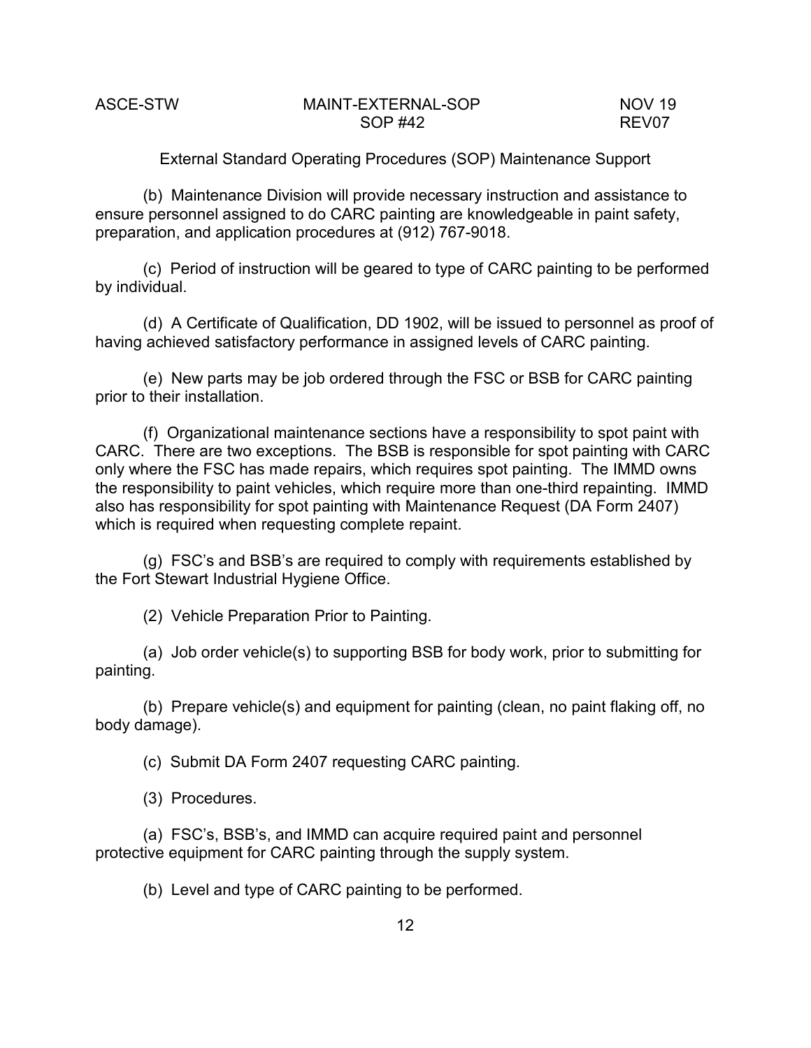External Standard Operating Procedures (SOP) Maintenance Support

(b) Maintenance Division will provide necessary instruction and assistance to ensure personnel assigned to do CARC painting are knowledgeable in paint safety, preparation, and application procedures at (912) 767-9018.

(c) Period of instruction will be geared to type of CARC painting to be performed by individual.

(d) A Certificate of Qualification, DD 1902, will be issued to personnel as proof of having achieved satisfactory performance in assigned levels of CARC painting.

(e) New parts may be job ordered through the FSC or BSB for CARC painting prior to their installation.

(f) Organizational maintenance sections have a responsibility to spot paint with CARC. There are two exceptions. The BSB is responsible for spot painting with CARC only where the FSC has made repairs, which requires spot painting. The IMMD owns the responsibility to paint vehicles, which require more than one-third repainting. IMMD also has responsibility for spot painting with Maintenance Request (DA Form 2407) which is required when requesting complete repaint.

(g) FSC's and BSB's are required to comply with requirements established by the Fort Stewart Industrial Hygiene Office.

(2) Vehicle Preparation Prior to Painting.

(a) Job order vehicle(s) to supporting BSB for body work, prior to submitting for painting.

(b) Prepare vehicle(s) and equipment for painting (clean, no paint flaking off, no body damage).

(c) Submit DA Form 2407 requesting CARC painting.

(3) Procedures.

(a) FSC's, BSB's, and IMMD can acquire required paint and personnel protective equipment for CARC painting through the supply system.

(b) Level and type of CARC painting to be performed.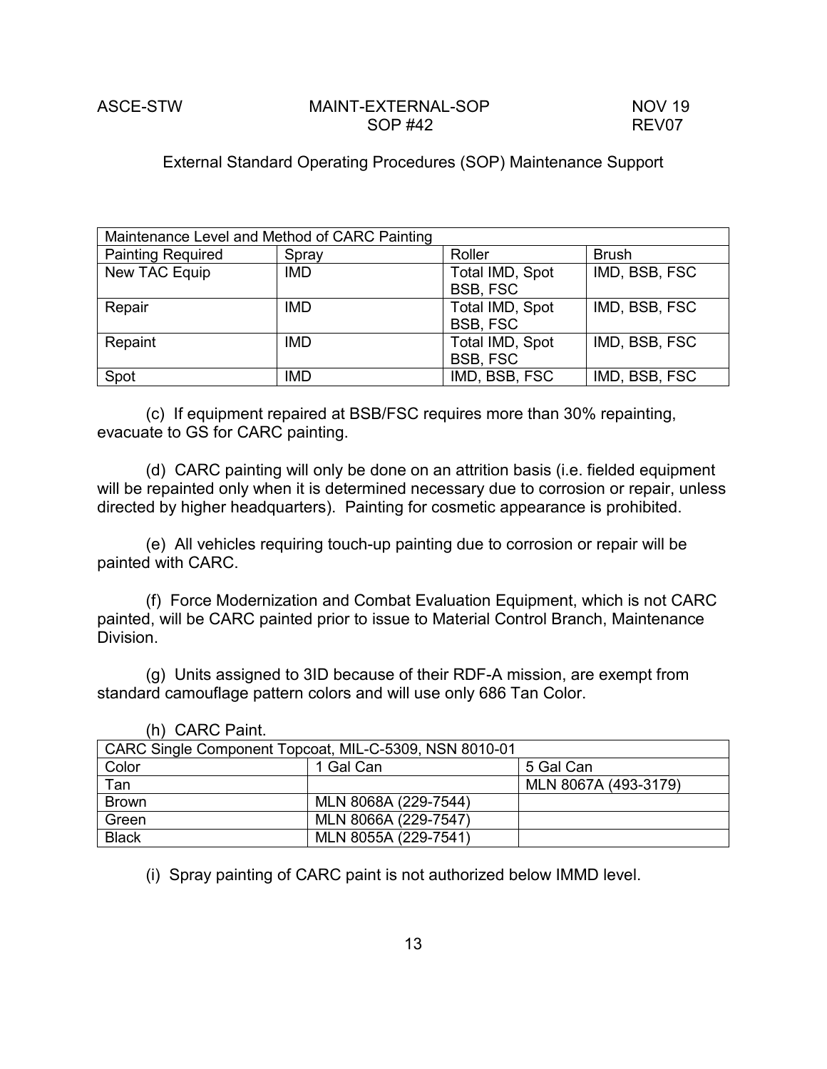External Standard Operating Procedures (SOP) Maintenance Support

| Maintenance Level and Method of CARC Painting | | | |
|---|---|---|---|
| Painting Required | Spray | Roller | Brush |
| New TAC Equip | IMD | Total IMD, Spot BSB, FSC | IMD, BSB, FSC |
| Repair | IMD | Total IMD, Spot BSB, FSC | IMD, BSB, FSC |
| Repaint | IMD | Total IMD, Spot BSB, FSC | IMD, BSB, FSC |
| Spot | IMD | IMD, BSB, FSC | IMD, BSB, FSC |

(c) If equipment repaired at BSB/FSC requires more than 30% repainting, evacuate to GS for CARC painting.

(d) CARC painting will only be done on an attrition basis (i.e. fielded equipment will be repainted only when it is determined necessary due to corrosion or repair, unless directed by higher headquarters). Painting for cosmetic appearance is prohibited.

(e) All vehicles requiring touch-up painting due to corrosion or repair will be painted with CARC.

(f) Force Modernization and Combat Evaluation Equipment, which is not CARC painted, will be CARC painted prior to issue to Material Control Branch, Maintenance Division.

(g) Units assigned to 3ID because of their RDF-A mission, are exempt from standard camouflage pattern colors and will use only 686 Tan Color.

(h) CARC Paint.

| CARC Single Component Topcoat, MIL-C-5309, NSN 8010-01 | | |
|---|---|---|
| Color | 1 Gal Can | 5 Gal Can |
| Tan | | MLN 8067A (493-3179) |
| Brown | MLN 8068A (229-7544) | |
| Green | MLN 8066A (229-7547) | |
| Black | MLN 8055A (229-7541) | |

(i) Spray painting of CARC paint is not authorized below IMMD level.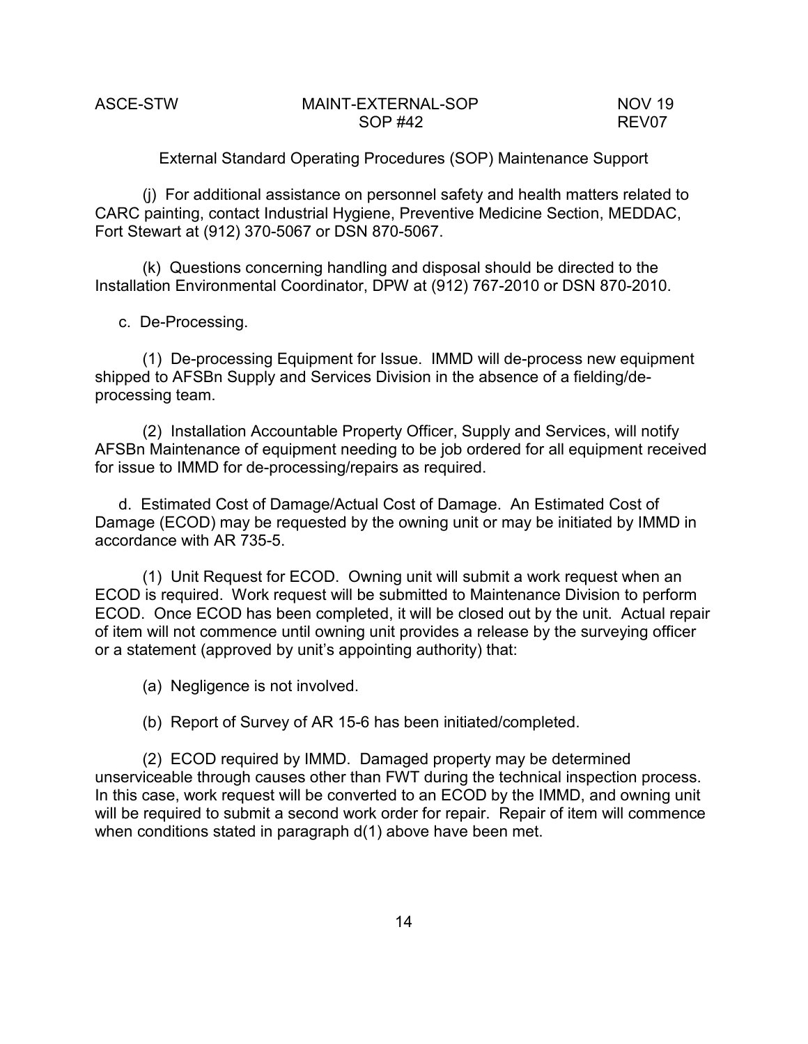(j) For additional assistance on personnel safety and health matters related to CARC painting, contact Industrial Hygiene, Preventive Medicine Section, MEDDAC, Fort Stewart at (912) 370-5067 or DSN 870-5067.

(k) Questions concerning handling and disposal should be directed to the Installation Environmental Coordinator, DPW at (912) 767-2010 or DSN 870-2010.

c. De-Processing.

(1) De-processing Equipment for Issue. IMMD will de-process new equipment shipped to AFSBn Supply and Services Division in the absence of a fielding/de-processing team.

(2) Installation Accountable Property Officer, Supply and Services, will notify AFSBn Maintenance of equipment needing to be job ordered for all equipment received for issue to IMMD for de-processing/repairs as required.

d. Estimated Cost of Damage/Actual Cost of Damage. An Estimated Cost of Damage (ECOD) may be requested by the owning unit or may be initiated by IMMD in accordance with AR 735-5.

(1) Unit Request for ECOD. Owning unit will submit a work request when an ECOD is required. Work request will be submitted to Maintenance Division to perform ECOD. Once ECOD has been completed, it will be closed out by the unit. Actual repair of item will not commence until owning unit provides a release by the surveying officer or a statement (approved by unit's appointing authority) that:

(a) Negligence is not involved.

(b) Report of Survey of AR 15-6 has been initiated/completed.

(2) ECOD required by IMMD. Damaged property may be determined unserviceable through causes other than FWT during the technical inspection process. In this case, work request will be converted to an ECOD by the IMMD, and owning unit will be required to submit a second work order for repair. Repair of item will commence when conditions stated in paragraph d(1) above have been met.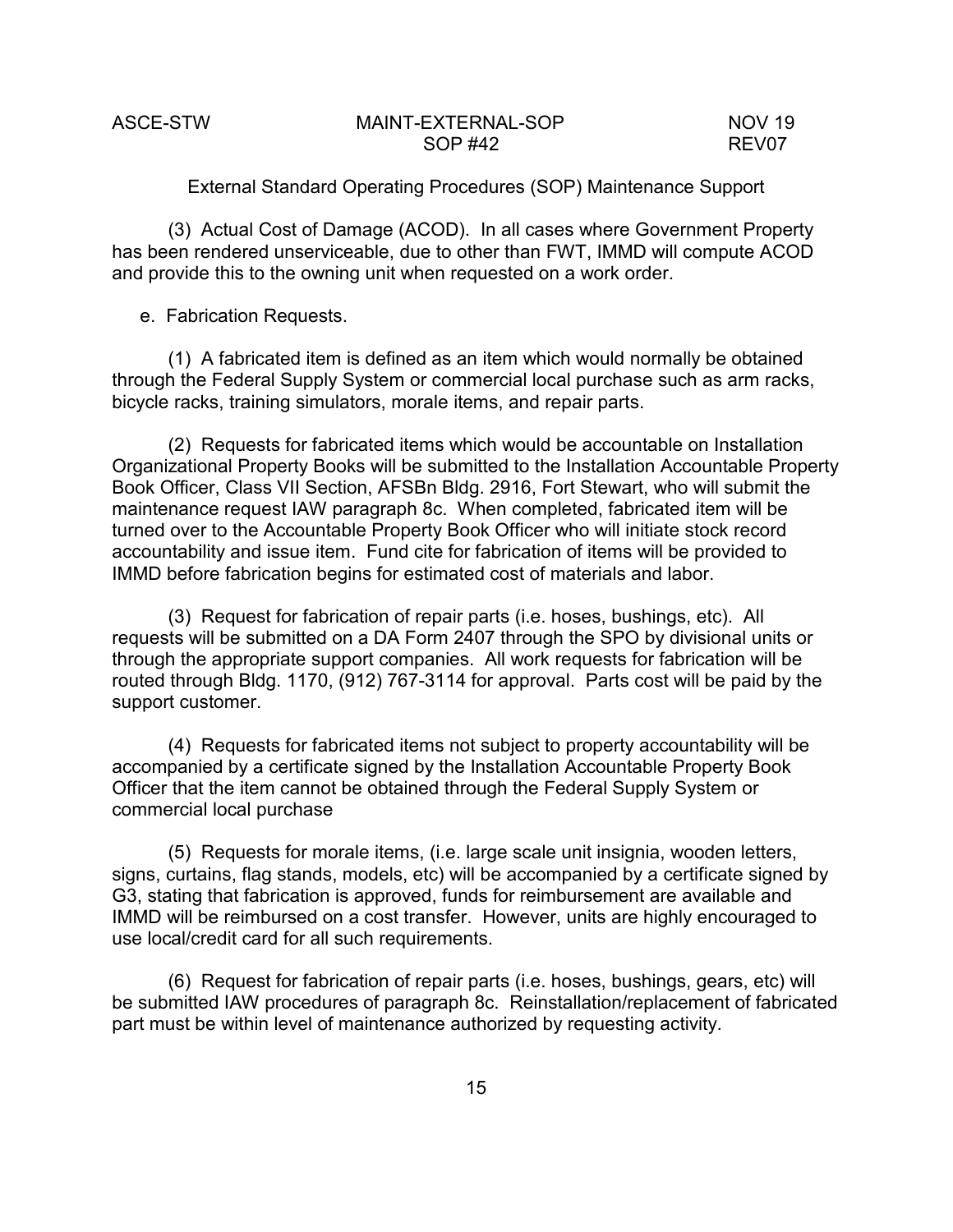External Standard Operating Procedures (SOP) Maintenance Support

(3) Actual Cost of Damage (ACOD). In all cases where Government Property has been rendered unserviceable, due to other than FWT, IMMD will compute ACOD and provide this to the owning unit when requested on a work order.

e. Fabrication Requests.

(1) A fabricated item is defined as an item which would normally be obtained through the Federal Supply System or commercial local purchase such as arm racks, bicycle racks, training simulators, morale items, and repair parts.

(2) Requests for fabricated items which would be accountable on Installation Organizational Property Books will be submitted to the Installation Accountable Property Book Officer, Class VII Section, AFSBn Bldg. 2916, Fort Stewart, who will submit the maintenance request IAW paragraph 8c. When completed, fabricated item will be turned over to the Accountable Property Book Officer who will initiate stock record accountability and issue item. Fund cite for fabrication of items will be provided to IMMD before fabrication begins for estimated cost of materials and labor.

(3) Request for fabrication of repair parts (i.e. hoses, bushings, etc). All requests will be submitted on a DA Form 2407 through the SPO by divisional units or through the appropriate support companies. All work requests for fabrication will be routed through Bldg. 1170, (912) 767-3114 for approval. Parts cost will be paid by the support customer.

(4) Requests for fabricated items not subject to property accountability will be accompanied by a certificate signed by the Installation Accountable Property Book Officer that the item cannot be obtained through the Federal Supply System or commercial local purchase

(5) Requests for morale items, (i.e. large scale unit insignia, wooden letters, signs, curtains, flag stands, models, etc) will be accompanied by a certificate signed by G3, stating that fabrication is approved, funds for reimbursement are available and IMMD will be reimbursed on a cost transfer. However, units are highly encouraged to use local/credit card for all such requirements.

(6) Request for fabrication of repair parts (i.e. hoses, bushings, gears, etc) will be submitted IAW procedures of paragraph 8c. Reinstallation/replacement of fabricated part must be within level of maintenance authorized by requesting activity.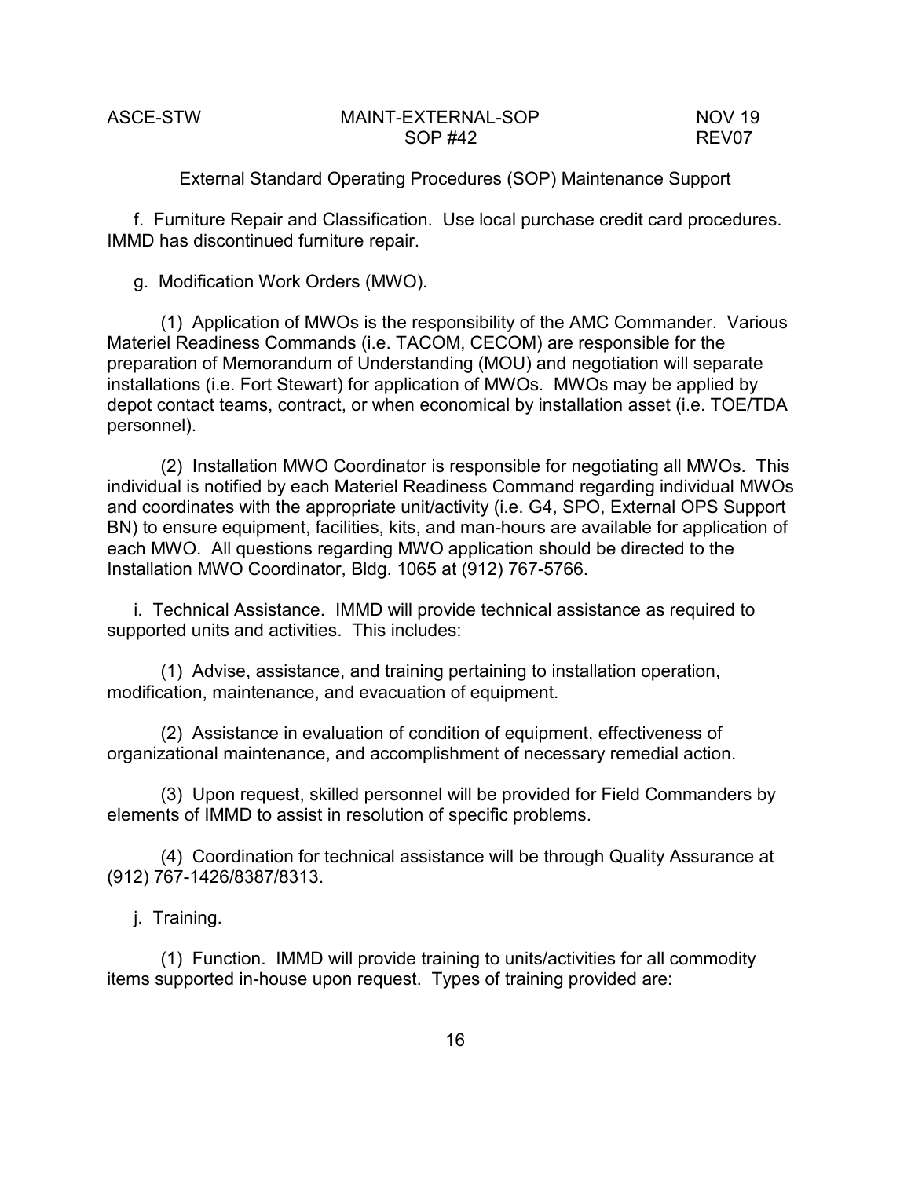External Standard Operating Procedures (SOP) Maintenance Support

f. Furniture Repair and Classification. Use local purchase credit card procedures. IMMD has discontinued furniture repair.

g. Modification Work Orders (MWO).

(1) Application of MWOs is the responsibility of the AMC Commander. Various Materiel Readiness Commands (i.e. TACOM, CECOM) are responsible for the preparation of Memorandum of Understanding (MOU) and negotiation will separate installations (i.e. Fort Stewart) for application of MWOs. MWOs may be applied by depot contact teams, contract, or when economical by installation asset (i.e. TOE/TDA personnel).

(2) Installation MWO Coordinator is responsible for negotiating all MWOs. This individual is notified by each Materiel Readiness Command regarding individual MWOs and coordinates with the appropriate unit/activity (i.e. G4, SPO, External OPS Support BN) to ensure equipment, facilities, kits, and man-hours are available for application of each MWO. All questions regarding MWO application should be directed to the Installation MWO Coordinator, Bldg. 1065 at (912) 767-5766.

i. Technical Assistance. IMMD will provide technical assistance as required to supported units and activities. This includes:

(1) Advise, assistance, and training pertaining to installation operation, modification, maintenance, and evacuation of equipment.

(2) Assistance in evaluation of condition of equipment, effectiveness of organizational maintenance, and accomplishment of necessary remedial action.

(3) Upon request, skilled personnel will be provided for Field Commanders by elements of IMMD to assist in resolution of specific problems.

(4) Coordination for technical assistance will be through Quality Assurance at (912) 767-1426/8387/8313.

j. Training.

(1) Function. IMMD will provide training to units/activities for all commodity items supported in-house upon request. Types of training provided are: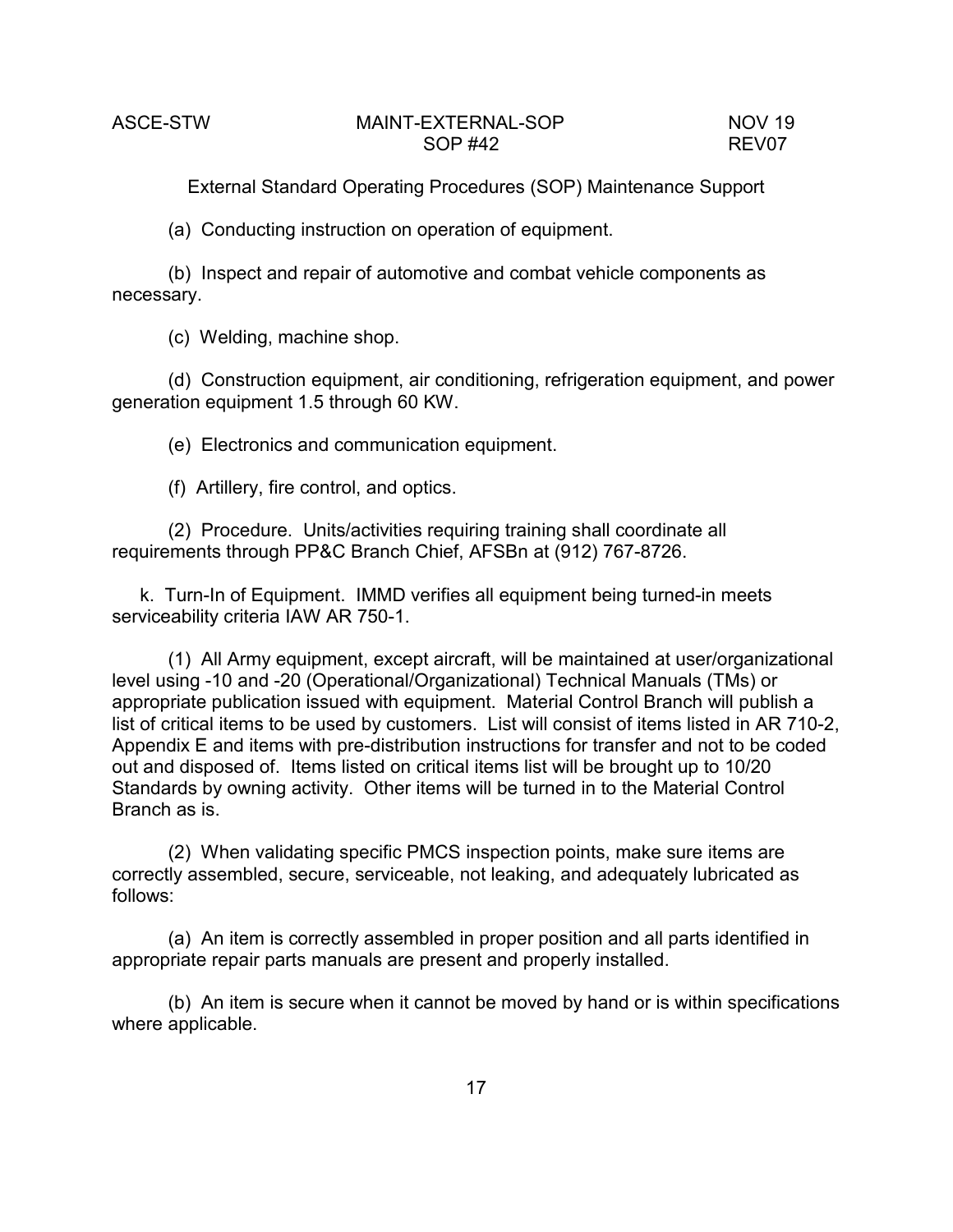(a) Conducting instruction on operation of equipment.

(b) Inspect and repair of automotive and combat vehicle components as necessary.

(c) Welding, machine shop.

(d) Construction equipment, air conditioning, refrigeration equipment, and power generation equipment 1.5 through 60 KW.

(e) Electronics and communication equipment.

(f) Artillery, fire control, and optics.

(2) Procedure. Units/activities requiring training shall coordinate all requirements through PP&C Branch Chief, AFSBn at (912) 767-8726.

k. Turn-In of Equipment. IMMD verifies all equipment being turned-in meets serviceability criteria IAW AR 750-1.

(1) All Army equipment, except aircraft, will be maintained at user/organizational level using -10 and -20 (Operational/Organizational) Technical Manuals (TMs) or appropriate publication issued with equipment. Material Control Branch will publish a list of critical items to be used by customers. List will consist of items listed in AR 710-2, Appendix E and items with pre-distribution instructions for transfer and not to be coded out and disposed of. Items listed on critical items list will be brought up to 10/20 Standards by owning activity. Other items will be turned in to the Material Control Branch as is.

(2) When validating specific PMCS inspection points, make sure items are correctly assembled, secure, serviceable, not leaking, and adequately lubricated as follows:

(a) An item is correctly assembled in proper position and all parts identified in appropriate repair parts manuals are present and properly installed.

(b) An item is secure when it cannot be moved by hand or is within specifications where applicable.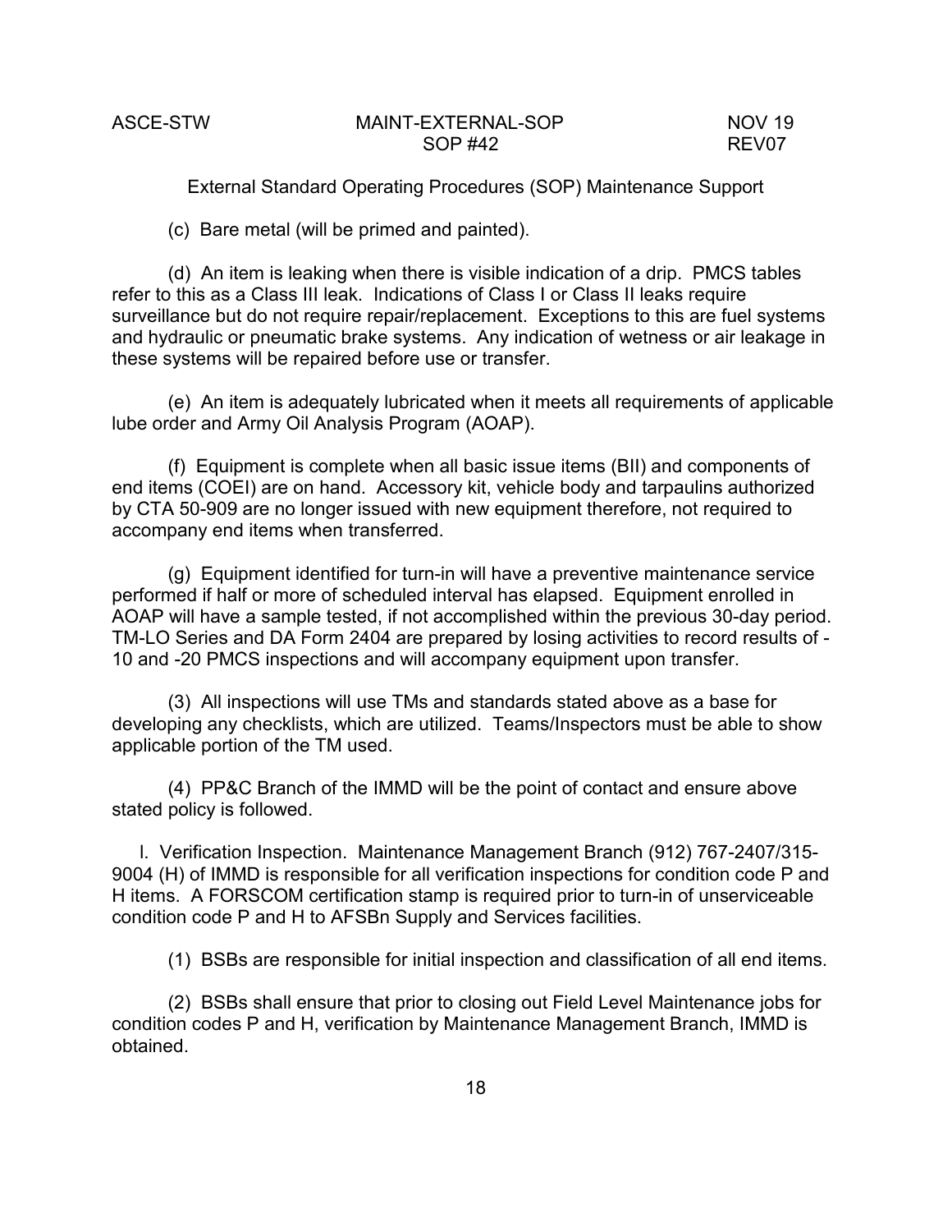(c) Bare metal (will be primed and painted).

(d) An item is leaking when there is visible indication of a drip. PMCS tables refer to this as a Class III leak. Indications of Class I or Class II leaks require surveillance but do not require repair/replacement. Exceptions to this are fuel systems and hydraulic or pneumatic brake systems. Any indication of wetness or air leakage in these systems will be repaired before use or transfer.

(e) An item is adequately lubricated when it meets all requirements of applicable lube order and Army Oil Analysis Program (AOAP).

(f) Equipment is complete when all basic issue items (BII) and components of end items (COEI) are on hand. Accessory kit, vehicle body and tarpaulins authorized by CTA 50-909 are no longer issued with new equipment therefore, not required to accompany end items when transferred.

(g) Equipment identified for turn-in will have a preventive maintenance service performed if half or more of scheduled interval has elapsed. Equipment enrolled in AOAP will have a sample tested, if not accomplished within the previous 30-day period. TM-LO Series and DA Form 2404 are prepared by losing activities to record results of -10 and -20 PMCS inspections and will accompany equipment upon transfer.

(3) All inspections will use TMs and standards stated above as a base for developing any checklists, which are utilized. Teams/Inspectors must be able to show applicable portion of the TM used.

(4) PP&C Branch of the IMMD will be the point of contact and ensure above stated policy is followed.

l. Verification Inspection. Maintenance Management Branch (912) 767-2407/315-9004 (H) of IMMD is responsible for all verification inspections for condition code P and H items. A FORSCOM certification stamp is required prior to turn-in of unserviceable condition code P and H to AFSBn Supply and Services facilities.

(1) BSBs are responsible for initial inspection and classification of all end items.

(2) BSBs shall ensure that prior to closing out Field Level Maintenance jobs for condition codes P and H, verification by Maintenance Management Branch, IMMD is obtained.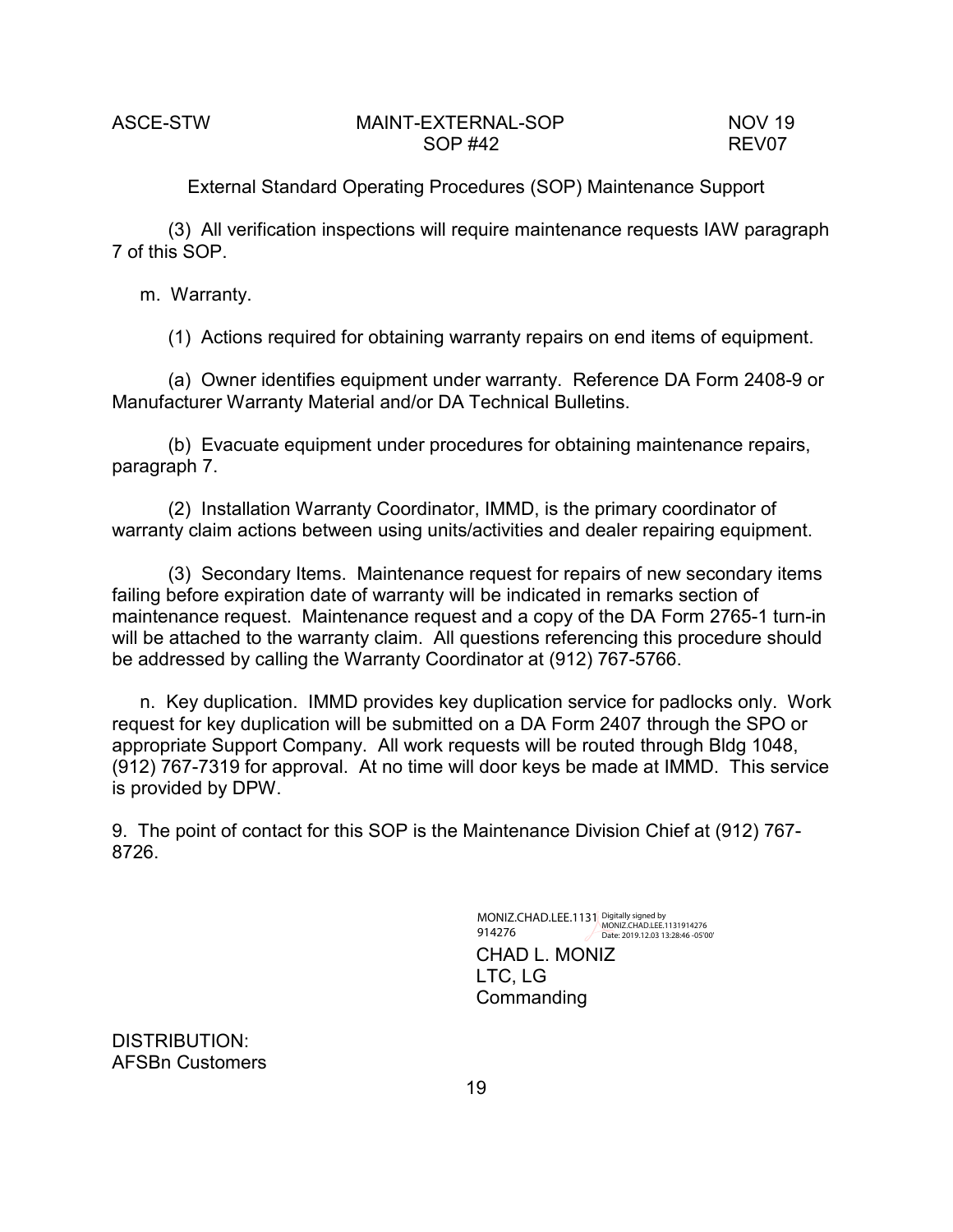(3) All verification inspections will require maintenance requests IAW paragraph 7 of this SOP.

m. Warranty.

(1) Actions required for obtaining warranty repairs on end items of equipment.

(a) Owner identifies equipment under warranty. Reference DA Form 2408-9 or Manufacturer Warranty Material and/or DA Technical Bulletins.

(b) Evacuate equipment under procedures for obtaining maintenance repairs, paragraph 7.

(2) Installation Warranty Coordinator, IMMD, is the primary coordinator of warranty claim actions between using units/activities and dealer repairing equipment.

(3) Secondary Items. Maintenance request for repairs of new secondary items failing before expiration date of warranty will be indicated in remarks section of maintenance request. Maintenance request and a copy of the DA Form 2765-1 turn-in will be attached to the warranty claim. All questions referencing this procedure should be addressed by calling the Warranty Coordinator at (912) 767-5766.

n. Key duplication. IMMD provides key duplication service for padlocks only. Work request for key duplication will be submitted on a DA Form 2407 through the SPO or appropriate Support Company. All work requests will be routed through Bldg 1048, (912) 767-7319 for approval. At no time will door keys be made at IMMD. This service is provided by DPW.

9. The point of contact for this SOP is the Maintenance Division Chief at (912) 767-8726.

MONIZ.CHAD.LEE.1131914276
Digitally signed by MONIZ.CHAD.LEE.1131914276
Date: 2019.12.03 13:28:46 -05'00'

CHAD L. MONIZ
LTC, LG
Commanding

DISTRIBUTION:
AFSBn Customers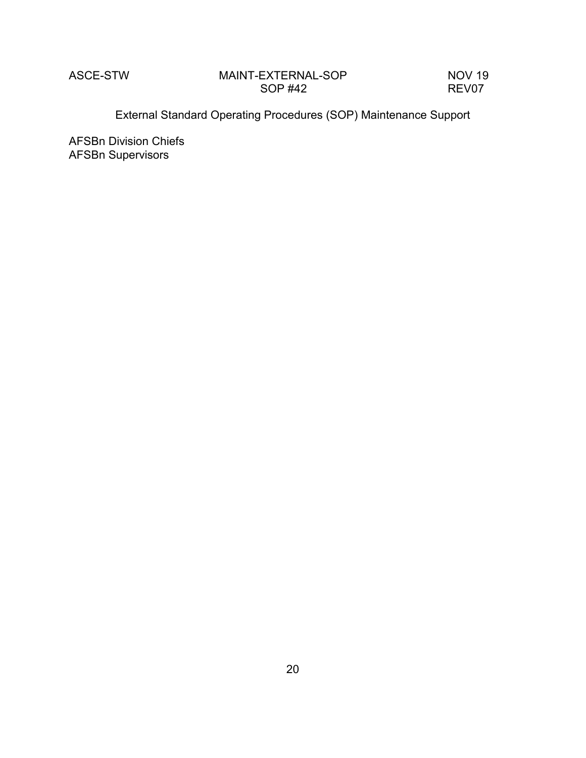External Standard Operating Procedures (SOP) Maintenance Support

AFSBn Division Chiefs
AFSBn Supervisors